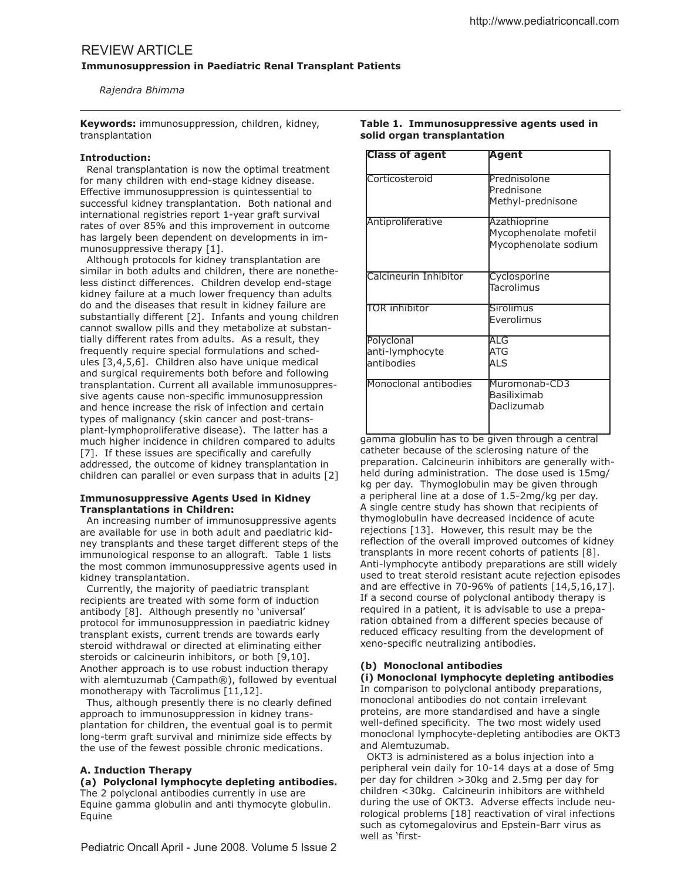# REVIEW ARTICLE

## Immunosuppression in Paediatric Renal Transplant Patients

*Rajendra Bhimma*

**Keywords:** immunosuppression, children, kidney, transplantation

### Introduction:

Renal transplantation is now the optimal treatment for many children with end-stage kidney disease. Effective immunosuppression is quintessential to successful kidney transplantation. Both national and international registries report 1-year graft survival rates of over 85% and this improvement in outcome has largely been dependent on developments in immunosuppressive therapy [1].

Although protocols for kidney transplantation are similar in both adults and children, there are nonetheless distinct differences. Children develop end-stage kidney failure at a much lower frequency than adults do and the diseases that result in kidney failure are substantially different [2]. Infants and young children cannot swallow pills and they metabolize at substantially different rates from adults. As a result, they frequently require special formulations and schedules [3,4,5,6]. Children also have unique medical and surgical requirements both before and following transplantation. Current all available immunosuppressive agents cause non-specific immunosuppression and hence increase the risk of infection and certain types of malignancy (skin cancer and post-transplant-lymphoproliferative disease). The latter has a much higher incidence in children compared to adults [7]. If these issues are specifically and carefully addressed, the outcome of kidney transplantation in children can parallel or even surpass that in adults [2]

### Immunosuppressive Agents Used in Kidney Transplantations in Children:

An increasing number of immunosuppressive agents are available for use in both adult and paediatric kidney transplants and these target different steps of the immunological response to an allograft. Table 1 lists the most common immunosuppressive agents used in kidney transplantation.

Currently, the majority of paediatric transplant recipients are treated with some form of induction antibody [8]. Although presently no 'universal' protocol for immunosuppression in paediatric kidney transplant exists, current trends are towards early steroid withdrawal or directed at eliminating either steroids or calcineurin inhibitors, or both [9,10]. Another approach is to use robust induction therapy with alemtuzumab (Campath®), followed by eventual monotherapy with Tacrolimus [11,12].

Thus, although presently there is no clearly defined approach to immunosuppression in kidney transplantation for children, the eventual goal is to permit long-term graft survival and minimize side effects by the use of the fewest possible chronic medications.

**Table 1. Immunosuppressive agents used in solid organ transplantation**

| Class of agent | Agent |
|---|---|
| Corticosteroid | Prednisolone<br>Prednisone<br>Methyl-prednisone |
| Antiproliferative | Azathioprine<br>Mycophenolate mofetil<br>Mycophenolate sodium |
| Calcineurin Inhibitor | Cyclosporine<br>Tacrolimus |
| TOR inhibitor | Sirolimus<br>Everolimus |
| Polyclonal anti-lymphocyte antibodies | ALG<br>ATG<br>ALS |
| Monoclonal antibodies | Muromonab-CD3<br>Basiliximab<br>Daclizumab |

### A. Induction Therapy

#### (a) Polyclonal lymphocyte depleting antibodies.

The 2 polyclonal antibodies currently in use are Equine gamma globulin and anti thymocyte globulin. Equine gamma globulin has to be given through a central catheter because of the sclerosing nature of the preparation. Calcineurin inhibitors are generally withheld during administration. The dose used is 15mg/kg per day. Thymoglobulin may be given through a peripheral line at a dose of 1.5-2mg/kg per day. A single centre study has shown that recipients of thymoglobulin have decreased incidence of acute rejections [13]. However, this result may be the reflection of the overall improved outcomes of kidney transplants in more recent cohorts of patients [8]. Anti-lymphocyte antibody preparations are still widely used to treat steroid resistant acute rejection episodes and are effective in 70-96% of patients [14,5,16,17]. If a second course of polyclonal antibody therapy is required in a patient, it is advisable to use a preparation obtained from a different species because of reduced efficacy resulting from the development of xeno-specific neutralizing antibodies.

#### (b) Monoclonal antibodies

**(i) Monoclonal lymphocyte depleting antibodies**

In comparison to polyclonal antibody preparations, monoclonal antibodies do not contain irrelevant proteins, are more standardised and have a single well-defined specificity. The two most widely used monoclonal lymphocyte-depleting antibodies are OKT3 and Alemtuzumab.

OKT3 is administered as a bolus injection into a peripheral vein daily for 10-14 days at a dose of 5mg per day for children >30kg and 2.5mg per day for children <30kg. Calcineurin inhibitors are withheld during the use of OKT3. Adverse effects include neurological problems [18] reactivation of viral infections such as cytomegalovirus and Epstein-Barr virus as well as 'first-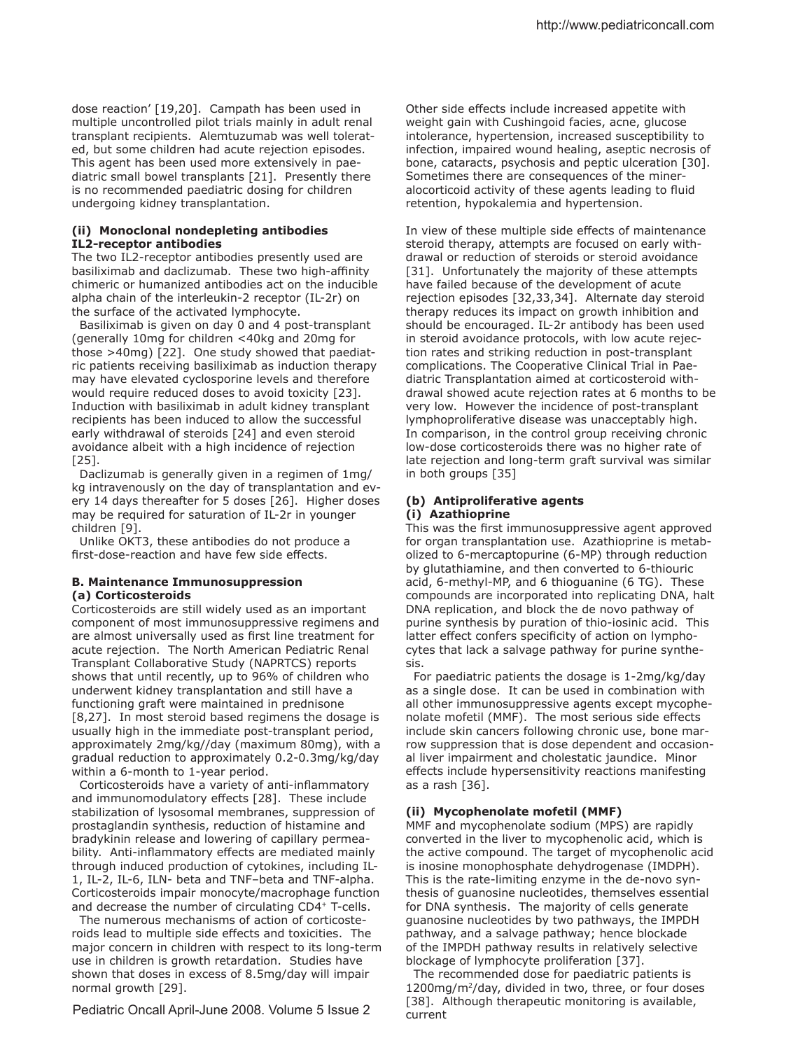dose reaction' [19,20]. Campath has been used in multiple uncontrolled pilot trials mainly in adult renal transplant recipients. Alemtuzumab was well tolerated, but some children had acute rejection episodes. This agent has been used more extensively in paediatric small bowel transplants [21]. Presently there is no recommended paediatric dosing for children undergoing kidney transplantation.

#### (ii) Monoclonal nondepleting antibodies IL2-receptor antibodies

The two IL2-receptor antibodies presently used are basiliximab and daclizumab. These two high-affinity chimeric or humanized antibodies act on the inducible alpha chain of the interleukin-2 receptor (IL-2r) on the surface of the activated lymphocyte.

Basiliximab is given on day 0 and 4 post-transplant (generally 10mg for children <40kg and 20mg for those >40mg) [22]. One study showed that paediatric patients receiving basiliximab as induction therapy may have elevated cyclosporine levels and therefore would require reduced doses to avoid toxicity [23]. Induction with basiliximab in adult kidney transplant recipients has been induced to allow the successful early withdrawal of steroids [24] and even steroid avoidance albeit with a high incidence of rejection [25].

Daclizumab is generally given in a regimen of 1mg/kg intravenously on the day of transplantation and every 14 days thereafter for 5 doses [26]. Higher doses may be required for saturation of IL-2r in younger children [9].

Unlike OKT3, these antibodies do not produce a first-dose-reaction and have few side effects.

### B. Maintenance Immunosuppression

#### (a) Corticosteroids

Corticosteroids are still widely used as an important component of most immunosuppressive regimens and are almost universally used as first line treatment for acute rejection. The North American Pediatric Renal Transplant Collaborative Study (NAPRTCS) reports shows that until recently, up to 96% of children who underwent kidney transplantation and still have a functioning graft were maintained in prednisone [8,27]. In most steroid based regimens the dosage is usually high in the immediate post-transplant period, approximately 2mg/kg//day (maximum 80mg), with a gradual reduction to approximately 0.2-0.3mg/kg/day within a 6-month to 1-year period.

Corticosteroids have a variety of anti-inflammatory and immunomodulatory effects [28]. These include stabilization of lysosomal membranes, suppression of prostaglandin synthesis, reduction of histamine and bradykinin release and lowering of capillary permeability. Anti-inflammatory effects are mediated mainly through induced production of cytokines, including IL-1, IL-2, IL-6, ILN- beta and TNF–beta and TNF-alpha. Corticosteroids impair monocyte/macrophage function and decrease the number of circulating $CD4^{+}$ T-cells.

The numerous mechanisms of action of corticosteroids lead to multiple side effects and toxicities. The major concern in children with respect to its long-term use in children is growth retardation. Studies have shown that doses in excess of 8.5mg/day will impair normal growth [29].

Other side effects include increased appetite with weight gain with Cushingoid facies, acne, glucose intolerance, hypertension, increased susceptibility to infection, impaired wound healing, aseptic necrosis of bone, cataracts, psychosis and peptic ulceration [30]. Sometimes there are consequences of the mineralocorticoid activity of these agents leading to fluid retention, hypokalemia and hypertension.

In view of these multiple side effects of maintenance steroid therapy, attempts are focused on early withdrawal or reduction of steroids or steroid avoidance [31]. Unfortunately the majority of these attempts have failed because of the development of acute rejection episodes [32,33,34]. Alternate day steroid therapy reduces its impact on growth inhibition and should be encouraged. IL-2r antibody has been used in steroid avoidance protocols, with low acute rejection rates and striking reduction in post-transplant complications. The Cooperative Clinical Trial in Paediatric Transplantation aimed at corticosteroid withdrawal showed acute rejection rates at 6 months to be very low. However the incidence of post-transplant lymphoproliferative disease was unacceptably high. In comparison, in the control group receiving chronic low-dose corticosteroids there was no higher rate of late rejection and long-term graft survival was similar in both groups [35]

#### (b) Antiproliferative agents

#### (i) Azathioprine

This was the first immunosuppressive agent approved for organ transplantation use. Azathioprine is metabolized to 6-mercaptopurine (6-MP) through reduction by glutathiamine, and then converted to 6-thiouric acid, 6-methyl-MP, and 6 thioguanine (6 TG). These compounds are incorporated into replicating DNA, halt DNA replication, and block the de novo pathway of purine synthesis by puration of thio-iosinic acid. This latter effect confers specificity of action on lymphocytes that lack a salvage pathway for purine synthesis.

For paediatric patients the dosage is 1-2mg/kg/day as a single dose. It can be used in combination with all other immunosuppressive agents except mycophenolate mofetil (MMF). The most serious side effects include skin cancers following chronic use, bone marrow suppression that is dose dependent and occasional liver impairment and cholestatic jaundice. Minor effects include hypersensitivity reactions manifesting as a rash [36].

#### (ii) Mycophenolate mofetil (MMF)

MMF and mycophenolate sodium (MPS) are rapidly converted in the liver to mycophenolic acid, which is the active compound. The target of mycophenolic acid is inosine monophosphate dehydrogenase (IMDPH). This is the rate-limiting enzyme in the de-novo synthesis of guanosine nucleotides, themselves essential for DNA synthesis. The majority of cells generate guanosine nucleotides by two pathways, the IMPDH pathway, and a salvage pathway; hence blockade of the IMPDH pathway results in relatively selective blockage of lymphocyte proliferation [37].

The recommended dose for paediatric patients is $1200mg/m^2/day$, divided in two, three, or four doses [38]. Although therapeutic monitoring is available, current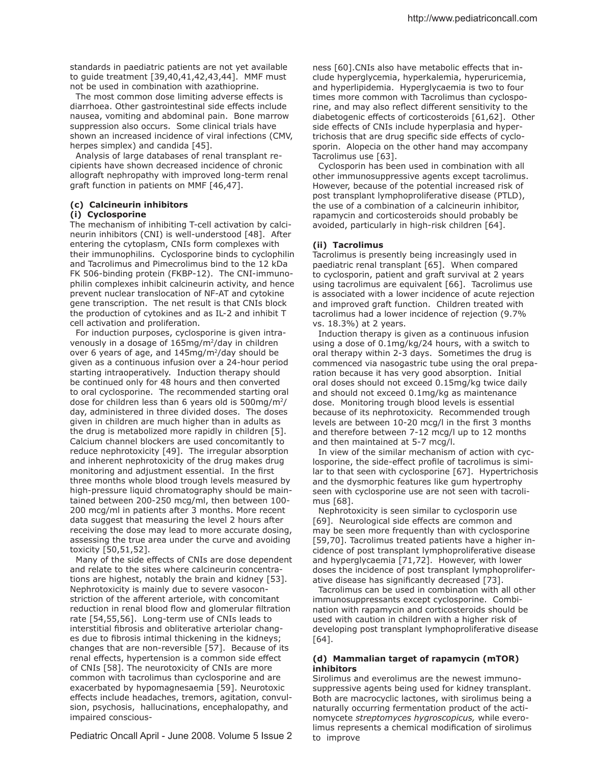standards in paediatric patients are not yet available to guide treatment [39,40,41,42,43,44]. MMF must not be used in combination with azathioprine.

The most common dose limiting adverse effects is diarrhoea. Other gastrointestinal side effects include nausea, vomiting and abdominal pain. Bone marrow suppression also occurs. Some clinical trials have shown an increased incidence of viral infections (CMV, herpes simplex) and candida [45].

Analysis of large databases of renal transplant recipients have shown decreased incidence of chronic allograft nephropathy with improved long-term renal graft function in patients on MMF [46,47].

### (c) Calcineurin inhibitors

#### (i) Cyclosporine

The mechanism of inhibiting T-cell activation by calcineurin inhibitors (CNI) is well-understood [48]. After entering the cytoplasm, CNIs form complexes with their immunophilins. Cyclosporine binds to cyclophilin and Tacrolimus and Pimecrolimus bind to the 12 kDa FK 506-binding protein (FKBP-12). The CNI-immunophilin complexes inhibit calcineurin activity, and hence prevent nuclear translocation of NF-AT and cytokine gene transcription. The net result is that CNIs block the production of cytokines and as IL-2 and inhibit T cell activation and proliferation.

For induction purposes, cyclosporine is given intravenously in a dosage of 165mg/m$^2$/day in children over 6 years of age, and 145mg/m$^2$/day should be given as a continuous infusion over a 24-hour period starting intraoperatively. Induction therapy should be continued only for 48 hours and then converted to oral cyclosporine. The recommended starting oral dose for children less than 6 years old is 500mg/m$^2$/day, administered in three divided doses. The doses given in children are much higher than in adults as the drug is metabolized more rapidly in children [5]. Calcium channel blockers are used concomitantly to reduce nephrotoxicity [49]. The irregular absorption and inherent nephrotoxicity of the drug makes drug monitoring and adjustment essential. In the first three months whole blood trough levels measured by high-pressure liquid chromatography should be maintained between 200-250 mcg/ml, then between 100-200 mcg/ml in patients after 3 months. More recent data suggest that measuring the level 2 hours after receiving the dose may lead to more accurate dosing, assessing the true area under the curve and avoiding toxicity [50,51,52].

Many of the side effects of CNIs are dose dependent and relate to the sites where calcineurin concentrations are highest, notably the brain and kidney [53]. Nephrotoxicity is mainly due to severe vasoconstriction of the afferent arteriole, with concomitant reduction in renal blood flow and glomerular filtration rate [54,55,56]. Long-term use of CNIs leads to interstitial fibrosis and obliterative arteriolar changes due to fibrosis intimal thickening in the kidneys; changes that are non-reversible [57]. Because of its renal effects, hypertension is a common side effect of CNIs [58]. The neurotoxicity of CNIs are more common with tacrolimus than cyclosporine and are exacerbated by hypomagnesaemia [59]. Neurotoxic effects include headaches, tremors, agitation, convulsion, psychosis, hallucinations, encephalopathy, and impaired consciousness [60].CNIs also have metabolic effects that include hyperglycemia, hyperkalemia, hyperuricemia, and hyperlipidemia. Hyperglycaemia is two to four times more common with Tacrolimus than cyclosporine, and may also reflect different sensitivity to the diabetogenic effects of corticosteroids [61,62]. Other side effects of CNIs include hyperplasia and hypertrichosis that are drug specific side effects of cyclosporin. Alopecia on the other hand may accompany Tacrolimus use [63].

Cyclosporin has been used in combination with all other immunosuppressive agents except tacrolimus. However, because of the potential increased risk of post transplant lymphoproliferative disease (PTLD), the use of a combination of a calcineurin inhibitor, rapamycin and corticosteroids should probably be avoided, particularly in high-risk children [64].

#### (ii) Tacrolimus

Tacrolimus is presently being increasingly used in paediatric renal transplant [65]. When compared to cyclosporin, patient and graft survival at 2 years using tacrolimus are equivalent [66]. Tacrolimus use is associated with a lower incidence of acute rejection and improved graft function. Children treated with tacrolimus had a lower incidence of rejection (9.7% vs. 18.3%) at 2 years.

Induction therapy is given as a continuous infusion using a dose of 0.1mg/kg/24 hours, with a switch to oral therapy within 2-3 days. Sometimes the drug is commenced via nasogastric tube using the oral preparation because it has very good absorption. Initial oral doses should not exceed 0.15mg/kg twice daily and should not exceed 0.1mg/kg as maintenance dose. Monitoring trough blood levels is essential because of its nephrotoxicity. Recommended trough levels are between 10-20 mcg/l in the first 3 months and therefore between 7-12 mcg/l up to 12 months and then maintained at 5-7 mcg/l.

In view of the similar mechanism of action with cyclosporine, the side-effect profile of tacrolimus is similar to that seen with cyclosporine [67]. Hypertrichosis and the dysmorphic features like gum hypertrophy seen with cyclosporine use are not seen with tacrolimus [68].

Nephrotoxicity is seen similar to cyclosporin use [69]. Neurological side effects are common and may be seen more frequently than with cyclosporine [59,70]. Tacrolimus treated patients have a higher incidence of post transplant lymphoproliferative disease and hyperglycaemia [71,72]. However, with lower doses the incidence of post transplant lymphoproliferative disease has significantly decreased [73].

Tacrolimus can be used in combination with all other immunosuppressants except cyclosporine. Combination with rapamycin and corticosteroids should be used with caution in children with a higher risk of developing post transplant lymphoproliferative disease [64].

### (d) Mammalian target of rapamycin (mTOR) inhibitors

Sirolimus and everolimus are the newest immunosuppressive agents being used for kidney transplant. Both are macrocyclic lactones, with sirolimus being a naturally occurring fermentation product of the actinomycete *streptomyces hygroscopicus,* while everolimus represents a chemical modification of sirolimus to improve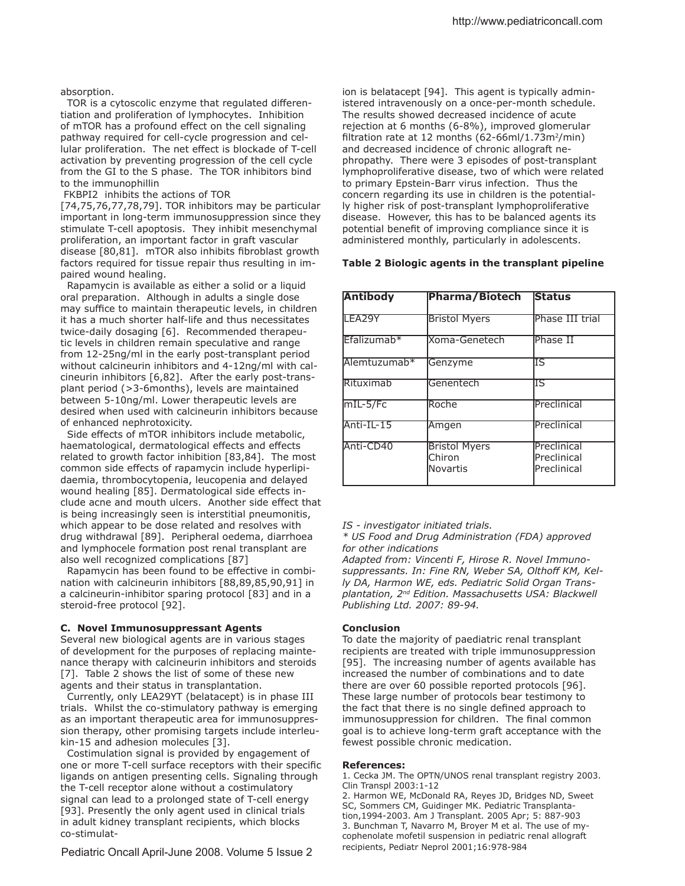absorption.

TOR is a cytoscolic enzyme that regulated differentiation and proliferation of lymphocytes. Inhibition of mTOR has a profound effect on the cell signaling pathway required for cell-cycle progression and cellular proliferation. The net effect is blockade of T-cell activation by preventing progression of the cell cycle from the GI to the S phase. The TOR inhibitors bind to the immunophillin

FKBPI2 inhibits the actions of TOR [74,75,76,77,78,79]. TOR inhibitors may be particular important in long-term immunosuppression since they stimulate T-cell apoptosis. They inhibit mesenchymal proliferation, an important factor in graft vascular disease [80,81]. mTOR also inhibits fibroblast growth factors required for tissue repair thus resulting in impaired wound healing.

Rapamycin is available as either a solid or a liquid oral preparation. Although in adults a single dose may suffice to maintain therapeutic levels, in children it has a much shorter half-life and thus necessitates twice-daily dosaging [6]. Recommended therapeutic levels in children remain speculative and range from 12-25ng/ml in the early post-transplant period without calcineurin inhibitors and 4-12ng/ml with calcineurin inhibitors [6,82]. After the early post-transplant period (>3-6months), levels are maintained between 5-10ng/ml. Lower therapeutic levels are desired when used with calcineurin inhibitors because of enhanced nephrotoxicity.

Side effects of mTOR inhibitors include metabolic, haematological, dermatological effects and effects related to growth factor inhibition [83,84]. The most common side effects of rapamycin include hyperlipidaemia, thrombocytopenia, leucopenia and delayed wound healing [85]. Dermatological side effects include acne and mouth ulcers. Another side effect that is being increasingly seen is interstitial pneumonitis, which appear to be dose related and resolves with drug withdrawal [89]. Peripheral oedema, diarrhoea and lymphocele formation post renal transplant are also well recognized complications [87]

Rapamycin has been found to be effective in combination with calcineurin inhibitors [88,89,85,90,91] in a calcineurin-inhibitor sparing protocol [83] and in a steroid-free protocol [92].

**C. Novel Immunosuppressant Agents**

Several new biological agents are in various stages of development for the purposes of replacing maintenance therapy with calcineurin inhibitors and steroids [7]. Table 2 shows the list of some of these new agents and their status in transplantation.

Currently, only LEA29YT (belatacept) is in phase III trials. Whilst the co-stimulatory pathway is emerging as an important therapeutic area for immunosuppression therapy, other promising targets include interleukin-15 and adhesion molecules [3].

Costimulation signal is provided by engagement of one or more T-cell surface receptors with their specific ligands on antigen presenting cells. Signaling through the T-cell receptor alone without a costimulatory signal can lead to a prolonged state of T-cell energy [93]. Presently the only agent used in clinical trials in adult kidney transplant recipients, which blocks co-stimulation is belatacept [94]. This agent is typically administered intravenously on a once-per-month schedule. The results showed decreased incidence of acute rejection at 6 months (6-8%), improved glomerular filtration rate at 12 months (62-66ml/1.73m$^2$/min) and decreased incidence of chronic allograft nephropathy. There were 3 episodes of post-transplant lymphoproliferative disease, two of which were related to primary Epstein-Barr virus infection. Thus the concern regarding its use in children is the potentially higher risk of post-transplant lymphoproliferative disease. However, this has to be balanced agents its potential benefit of improving compliance since it is administered monthly, particularly in adolescents.

**Table 2 Biologic agents in the transplant pipeline**

| Antibody | Pharma/Biotech | Status |
|---|---|---|
| LEA29Y | Bristol Myers | Phase III trial |
| Efalizumab* | Xoma-Genetech | Phase II |
| Alemtuzumab* | Genzyme | IS |
| Rituximab | Genentech | IS |
| mIL-5/Fc | Roche | Preclinical |
| Anti-IL-15 | Amgen | Preclinical |
| Anti-CD40 | Bristol Myers<br>Chiron<br>Novartis | Preclinical<br>Preclinical<br>Preclinical |

*IS - investigator initiated trials.*

*\* US Food and Drug Administration (FDA) approved for other indications*

*Adapted from: Vincenti F, Hirose R. Novel Immunosuppressants. In: Fine RN, Weber SA, Olthoff KM, Kelly DA, Harmon WE, eds. Pediatric Solid Organ Transplantation, 2nd Edition. Massachusetts USA: Blackwell Publishing Ltd. 2007: 89-94.*

**Conclusion**

To date the majority of paediatric renal transplant recipients are treated with triple immunosuppression [95]. The increasing number of agents available has increased the number of combinations and to date there are over 60 possible reported protocols [96]. These large number of protocols bear testimony to the fact that there is no single defined approach to immunosuppression for children. The final common goal is to achieve long-term graft acceptance with the fewest possible chronic medication.

**References:**

1. Cecka JM. The OPTN/UNOS renal transplant registry 2003. Clin Transpl 2003:1-12
2. Harmon WE, McDonald RA, Reyes JD, Bridges ND, Sweet SC, Sommers CM, Guidinger MK. Pediatric Transplantation,1994-2003. Am J Transplant. 2005 Apr; 5: 887-903
3. Bunchman T, Navarro M, Broyer M et al. The use of mycophenolate mofetil suspension in pediatric renal allograft recipients, Pediatr Neprol 2001;16:978-984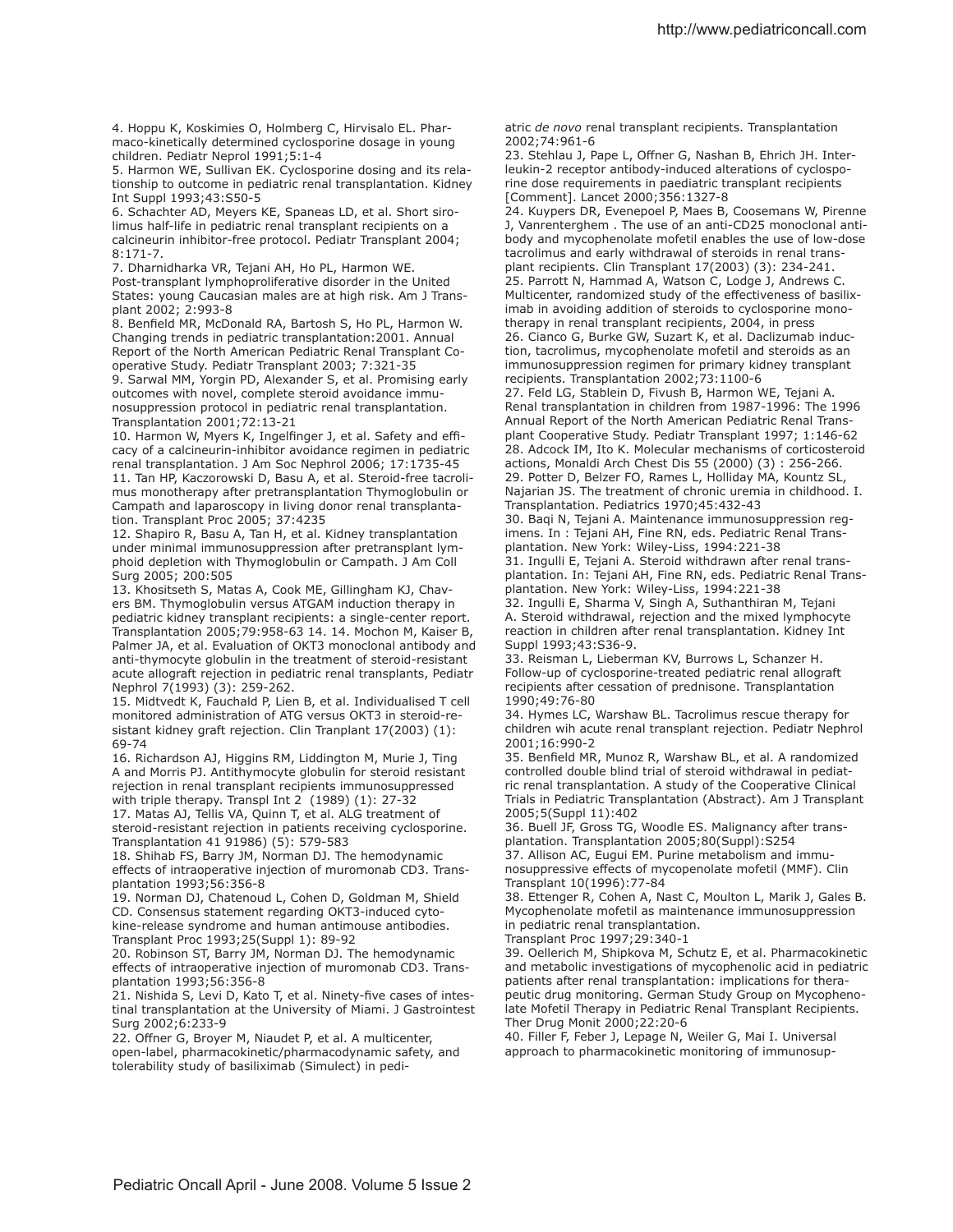4. Hoppu K, Koskimies O, Holmberg C, Hirvisalo EL. Pharmaco-kinetically determined cyclosporine dosage in young children. Pediatr Neprol 1991;5:1-4

5. Harmon WE, Sullivan EK. Cyclosporine dosing and its relationship to outcome in pediatric renal transplantation. Kidney Int Suppl 1993;43:S50-5

6. Schachter AD, Meyers KE, Spaneas LD, et al. Short sirolimus half-life in pediatric renal transplant recipients on a calcineurin inhibitor-free protocol. Pediatr Transplant 2004; 8:171-7.

7. Dharnidharka VR, Tejani AH, Ho PL, Harmon WE. Post-transplant lymphoproliferative disorder in the United States: young Caucasian males are at high risk. Am J Transplant 2002; 2:993-8

8. Benfield MR, McDonald RA, Bartosh S, Ho PL, Harmon W. Changing trends in pediatric transplantation:2001. Annual Report of the North American Pediatric Renal Transplant Cooperative Study. Pediatr Transplant 2003; 7:321-35

9. Sarwal MM, Yorgin PD, Alexander S, et al. Promising early outcomes with novel, complete steroid avoidance immunosuppression protocol in pediatric renal transplantation. Transplantation 2001;72:13-21

10. Harmon W, Myers K, Ingelfinger J, et al. Safety and efficacy of a calcineurin-inhibitor avoidance regimen in pediatric renal transplantation. J Am Soc Nephrol 2006; 17:1735-45

11. Tan HP, Kaczorowski D, Basu A, et al. Steroid-free tacrolimus monotherapy after pretransplantation Thymoglobulin or Campath and laparoscopy in living donor renal transplantation. Transplant Proc 2005; 37:4235

12. Shapiro R, Basu A, Tan H, et al. Kidney transplantation under minimal immunosuppression after pretransplant lymphoid depletion with Thymoglobulin or Campath. J Am Coll Surg 2005; 200:505

13. Khositseth S, Matas A, Cook ME, Gillingham KJ, Chavers BM. Thymoglobulin versus ATGAM induction therapy in pediatric kidney transplant recipients: a single-center report. Transplantation 2005;79:958-63 14.

14. Mochon M, Kaiser B, Palmer JA, et al. Evaluation of OKT3 monoclonal antibody and anti-thymocyte globulin in the treatment of steroid-resistant acute allograft rejection in pediatric renal transplants, Pediatr Nephrol 7(1993) (3): 259-262.

15. Midtvedt K, Fauchald P, Lien B, et al. Individualised T cell monitored administration of ATG versus OKT3 in steroid-resistant kidney graft rejection. Clin Tranplant 17(2003) (1): 69-74

16. Richardson AJ, Higgins RM, Liddington M, Murie J, Ting A and Morris PJ. Antithymocyte globulin for steroid resistant rejection in renal transplant recipients immunosuppressed with triple therapy. Transpl Int 2 (1989) (1): 27-32

17. Matas AJ, Tellis VA, Quinn T, et al. ALG treatment of steroid-resistant rejection in patients receiving cyclosporine. Transplantation 41 91986) (5): 579-583

18. Shihab FS, Barry JM, Norman DJ. The hemodynamic effects of intraoperative injection of muromonab CD3. Transplantation 1993;56:356-8

19. Norman DJ, Chatenoud L, Cohen D, Goldman M, Shield CD. Consensus statement regarding OKT3-induced cytokine-release syndrome and human antimouse antibodies. Transplant Proc 1993;25(Suppl 1): 89-92

20. Robinson ST, Barry JM, Norman DJ. The hemodynamic effects of intraoperative injection of muromonab CD3. Transplantation 1993;56:356-8

21. Nishida S, Levi D, Kato T, et al. Ninety-five cases of intestinal transplantation at the University of Miami. J Gastrointest Surg 2002;6:233-9

22. Offner G, Broyer M, Niaudet P, et al. A multicenter, open-label, pharmacokinetic/pharmacodynamic safety, and tolerability study of basiliximab (Simulect) in pediatric *de novo* renal transplant recipients. Transplantation 2002;74:961-6

23. Stehlau J, Pape L, Offner G, Nashan B, Ehrich JH. Interleukin-2 receptor antibody-induced alterations of cyclosporine dose requirements in paediatric transplant recipients [Comment]. Lancet 2000;356:1327-8

24. Kuypers DR, Evenepoel P, Maes B, Coosemans W, Pirenne J, Vanrenterghem . The use of an anti-CD25 monoclonal antibody and mycophenolate mofetil enables the use of low-dose tacrolimus and early withdrawal of steroids in renal transplant recipients. Clin Transplant 17(2003) (3): 234-241.

25. Parrott N, Hammad A, Watson C, Lodge J, Andrews C. Multicenter, randomized study of the effectiveness of basiliximab in avoiding addition of steroids to cyclosporine monotherapy in renal transplant recipients, 2004, in press

26. Cianco G, Burke GW, Suzart K, et al. Daclizumab induction, tacrolimus, mycophenolate mofetil and steroids as an immunosuppression regimen for primary kidney transplant recipients. Transplantation 2002;73:1100-6

27. Feld LG, Stablein D, Fivush B, Harmon WE, Tejani A. Renal transplantation in children from 1987-1996: The 1996 Annual Report of the North American Pediatric Renal Transplant Cooperative Study. Pediatr Transplant 1997; 1:146-62

28. Adcock IM, Ito K. Molecular mechanisms of corticosteroid actions, Monaldi Arch Chest Dis 55 (2000) (3) : 256-266.

29. Potter D, Belzer FO, Rames L, Holliday MA, Kountz SL, Najarian JS. The treatment of chronic uremia in childhood. I. Transplantation. Pediatrics 1970;45:432-43

30. Baqi N, Tejani A. Maintenance immunosuppression regimens. In : Tejani AH, Fine RN, eds. Pediatric Renal Transplantation. New York: Wiley-Liss, 1994:221-38

31. Ingulli E, Tejani A. Steroid withdrawn after renal transplantation. In: Tejani AH, Fine RN, eds. Pediatric Renal Transplantation. New York: Wiley-Liss, 1994:221-38

32. Ingulli E, Sharma V, Singh A, Suthanthiran M, Tejani A. Steroid withdrawal, rejection and the mixed lymphocyte reaction in children after renal transplantation. Kidney Int Suppl 1993;43:S36-9.

33. Reisman L, Lieberman KV, Burrows L, Schanzer H. Follow-up of cyclosporine-treated pediatric renal allograft recipients after cessation of prednisone. Transplantation 1990;49:76-80

34. Hymes LC, Warshaw BL. Tacrolimus rescue therapy for children wih acute renal transplant rejection. Pediatr Nephrol 2001;16:990-2

35. Benfield MR, Munoz R, Warshaw BL, et al. A randomized controlled double blind trial of steroid withdrawal in pediatric renal transplantation. A study of the Cooperative Clinical Trials in Pediatric Transplantation (Abstract). Am J Transplant 2005;5(Suppl 11):402

36. Buell JF, Gross TG, Woodle ES. Malignancy after transplantation. Transplantation 2005;80(Suppl):S254

37. Allison AC, Eugui EM. Purine metabolism and immunosuppressive effects of mycopenolate mofetil (MMF). Clin Transplant 10(1996):77-84

38. Ettenger R, Cohen A, Nast C, Moulton L, Marik J, Gales B. Mycophenolate mofetil as maintenance immunosuppression in pediatric renal transplantation. Transplant Proc 1997;29:340-1

39. Oellerich M, Shipkova M, Schutz E, et al. Pharmacokinetic and metabolic investigations of mycophenolic acid in pediatric patients after renal transplantation: implications for therapeutic drug monitoring. German Study Group on Mycophenolate Mofetil Therapy in Pediatric Renal Transplant Recipients. Ther Drug Monit 2000;22:20-6

40. Filler F, Feber J, Lepage N, Weiler G, Mai I. Universal approach to pharmacokinetic monitoring of immunosup-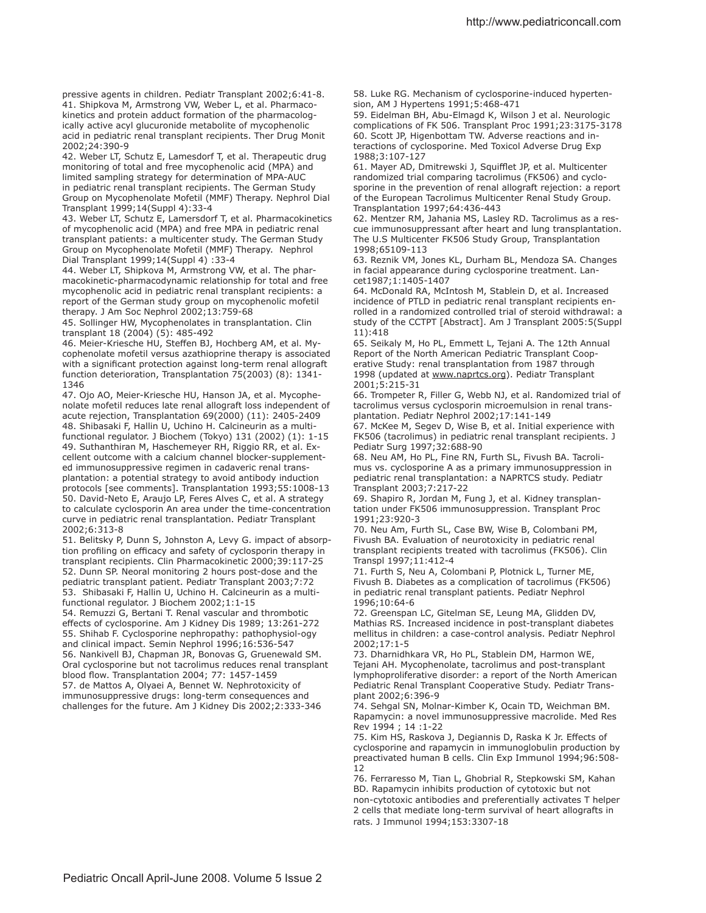pressive agents in children. Pediatr Transplant 2002;6:41-8.

41. Shipkova M, Armstrong VW, Weber L, et al. Pharmacokinetics and protein adduct formation of the pharmacologically active acyl glucuronide metabolite of mycophenolic acid in pediatric renal transplant recipients. Ther Drug Monit 2002;24:390-9

42. Weber LT, Schutz E, Lamesdorf T, et al. Therapeutic drug monitoring of total and free mycophenolic acid (MPA) and limited sampling strategy for determination of MPA-AUC in pediatric renal transplant recipients. The German Study Group on Mycophenolate Mofetil (MMF) Therapy. Nephrol Dial Transplant 1999;14(Suppl 4):33-4

43. Weber LT, Schutz E, Lamersdorf T, et al. Pharmacokinetics of mycophenolic acid (MPA) and free MPA in pediatric renal transplant patients: a multicenter study. The German Study Group on Mycophenolate Mofetil (MMF) Therapy. Nephrol Dial Transplant 1999;14(Suppl 4) :33-4

44. Weber LT, Shipkova M, Armstrong VW, et al. The pharmacokinetic-pharmacodynamic relationship for total and free mycophenolic acid in pediatric renal transplant recipients: a report of the German study group on mycophenolic mofetil therapy. J Am Soc Nephrol 2002;13:759-68

45. Sollinger HW, Mycophenolates in transplantation. Clin transplant 18 (2004) (5): 485-492

46. Meier-Kriesche HU, Steffen BJ, Hochberg AM, et al. Mycophenolate mofetil versus azathioprine therapy is associated with a significant protection against long-term renal allograft function deterioration, Transplantation 75(2003) (8): 1341-1346

47. Ojo AO, Meier-Kriesche HU, Hanson JA, et al. Mycophenolate mofetil reduces late renal allograft loss independent of acute rejection, Transplantation 69(2000) (11): 2405-2409

48. Shibasaki F, Hallin U, Uchino H. Calcineurin as a multifunctional regulator. J Biochem (Tokyo) 131 (2002) (1): 1-15

49. Suthanthiran M, Haschemeyer RH, Riggio RR, et al. Excellent outcome with a calcium channel blocker-supplemented immunosuppressive regimen in cadaveric renal transplantation: a potential strategy to avoid antibody induction protocols [see comments]. Transplantation 1993;55:1008-13

50. David-Neto E, Araujo LP, Feres Alves C, et al. A strategy to calculate cyclosporin An area under the time-concentration curve in pediatric renal transplantation. Pediatr Transplant 2002;6:313-8

51. Belitsky P, Dunn S, Johnston A, Levy G. impact of absorption profiling on efficacy and safety of cyclosporin therapy in transplant recipients. Clin Pharmacokinetic 2000;39:117-25

52. Dunn SP. Neoral monitoring 2 hours post-dose and the pediatric transplant patient. Pediatr Transplant 2003;7:72

53. Shibasaki F, Hallin U, Uchino H. Calcineurin as a multifunctional regulator. J Biochem 2002;1:1-15

54. Remuzzi G, Bertani T. Renal vascular and thrombotic effects of cyclosporine. Am J Kidney Dis 1989; 13:261-272

55. Shihab F. Cyclosporine nephropathy: pathophysiol-ogy and clinical impact. Semin Nephrol 1996;16:536-547

56. Nankivell BJ, Chapman JR, Bonovas G, Gruenewald SM. Oral cyclosporine but not tacrolimus reduces renal transplant blood flow. Transplantation 2004; 77: 1457-1459

57. de Mattos A, Olyaei A, Bennet W. Nephrotoxicity of immunosuppressive drugs: long-term consequences and challenges for the future. Am J Kidney Dis 2002;2:333-346

58. Luke RG. Mechanism of cyclosporine-induced hypertension, AM J Hypertens 1991;5:468-471

59. Eidelman BH, Abu-Elmagd K, Wilson J et al. Neurologic complications of FK 506. Transplant Proc 1991;23:3175-3178

60. Scott JP, Higenbottam TW. Adverse reactions and interactions of cyclosporine. Med Toxicol Adverse Drug Exp 1988;3:107-127

61. Mayer AD, Dmitrewski J, Squifflet JP, et al. Multicenter randomized trial comparing tacrolimus (FK506) and cyclosporine in the prevention of renal allograft rejection: a report of the European Tacrolimus Multicenter Renal Study Group. Transplantation 1997;64:436-443

62. Mentzer RM, Jahania MS, Lasley RD. Tacrolimus as a rescue immunosuppressant after heart and lung transplantation. The U.S Multicenter FK506 Study Group, Transplantation 1998;65109-113

63. Reznik VM, Jones KL, Durham BL, Mendoza SA. Changes in facial appearance during cyclosporine treatment. Lancet1987;1:1405-1407

64. McDonald RA, McIntosh M, Stablein D, et al. Increased incidence of PTLD in pediatric renal transplant recipients enrolled in a randomized controlled trial of steroid withdrawal: a study of the CCTPT [Abstract]. Am J Transplant 2005:5(Suppl 11):418

65. Seikaly M, Ho PL, Emmett L, Tejani A. The 12th Annual Report of the North American Pediatric Transplant Cooperative Study: renal transplantation from 1987 through 1998 (updated at www.naprtcs.org). Pediatr Transplant 2001;5:215-31

66. Trompeter R, Filler G, Webb NJ, et al. Randomized trial of tacrolimus versus cyclosporin microemulsion in renal transplantation. Pediatr Nephrol 2002;17:141-149

67. McKee M, Segev D, Wise B, et al. Initial experience with FK506 (tacrolimus) in pediatric renal transplant recipients. J Pediatr Surg 1997;32:688-90

68. Neu AM, Ho PL, Fine RN, Furth SL, Fivush BA. Tacrolimus vs. cyclosporine A as a primary immunosuppression in pediatric renal transplantation: a NAPRTCS study. Pediatr Transplant 2003;7:217-22

69. Shapiro R, Jordan M, Fung J, et al. Kidney transplantation under FK506 immunosuppression. Transplant Proc 1991;23:920-3

70. Neu Am, Furth SL, Case BW, Wise B, Colombani PM, Fivush BA. Evaluation of neurotoxicity in pediatric renal transplant recipients treated with tacrolimus (FK506). Clin Transpl 1997;11:412-4

71. Furth S, Neu A, Colombani P, Plotnick L, Turner ME, Fivush B. Diabetes as a complication of tacrolimus (FK506) in pediatric renal transplant patients. Pediatr Nephrol 1996;10:64-6

72. Greenspan LC, Gitelman SE, Leung MA, Glidden DV, Mathias RS. Increased incidence in post-transplant diabetes mellitus in children: a case-control analysis. Pediatr Nephrol 2002;17:1-5

73. Dharnidhkara VR, Ho PL, Stablein DM, Harmon WE, Tejani AH. Mycophenolate, tacrolimus and post-transplant lymphoproliferative disorder: a report of the North American Pediatric Renal Transplant Cooperative Study. Pediatr Transplant 2002;6:396-9

74. Sehgal SN, Molnar-Kimber K, Ocain TD, Weichman BM. Rapamycin: a novel immunosuppressive macrolide. Med Res Rev 1994 ; 14 :1-22

75. Kim HS, Raskova J, Degiannis D, Raska K Jr. Effects of cyclosporine and rapamycin in immunoglobulin production by preactivated human B cells. Clin Exp Immunol 1994;96:508-12

76. Ferraresso M, Tian L, Ghobrial R, Stepkowski SM, Kahan BD. Rapamycin inhibits production of cytotoxic but not non-cytotoxic antibodies and preferentially activates T helper 2 cells that mediate long-term survival of heart allografts in rats. J Immunol 1994;153:3307-18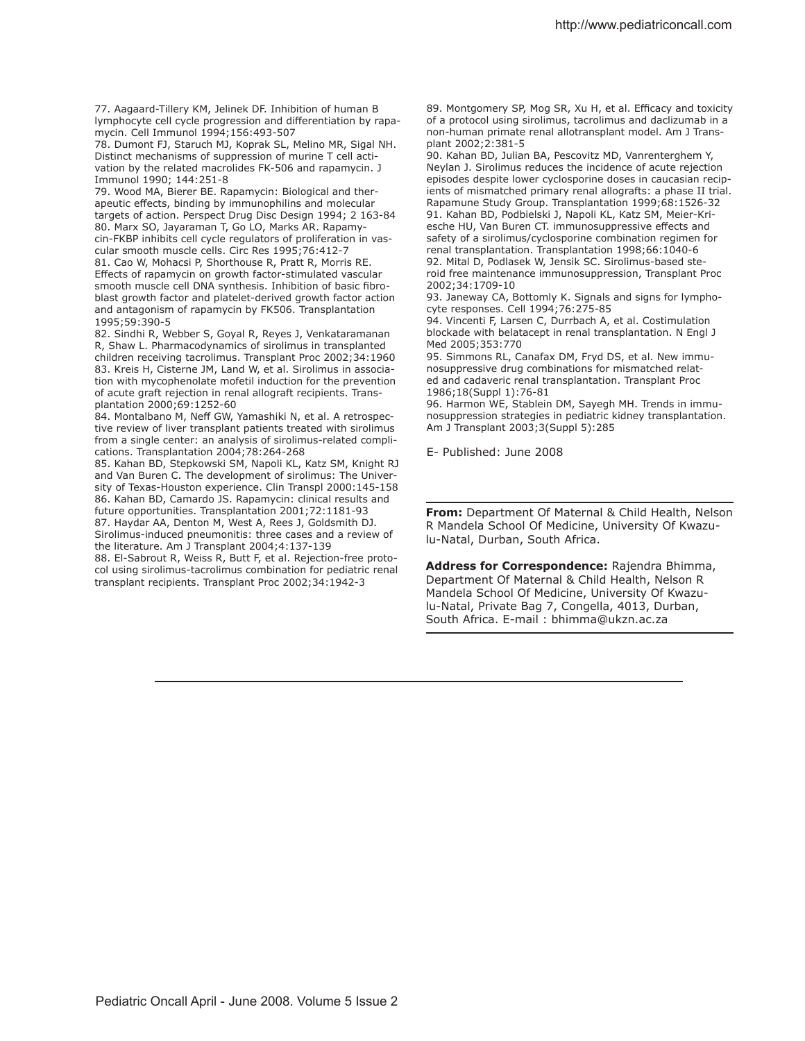77. Aagaard-Tillery KM, Jelinek DF. Inhibition of human B lymphocyte cell cycle progression and differentiation by rapamycin. Cell Immunol 1994;156:493-507

78. Dumont FJ, Staruch MJ, Koprak SL, Melino MR, Sigal NH. Distinct mechanisms of suppression of murine T cell activation by the related macrolides FK-506 and rapamycin. J Immunol 1990; 144:251-8

79. Wood MA, Bierer BE. Rapamycin: Biological and therapeutic effects, binding by immunophilins and molecular targets of action. Perspect Drug Disc Design 1994; 2 163-84

80. Marx SO, Jayaraman T, Go LO, Marks AR. Rapamycin-FKBP inhibits cell cycle regulators of proliferation in vascular smooth muscle cells. Circ Res 1995;76:412-7

81. Cao W, Mohacsi P, Shorthouse R, Pratt R, Morris RE. Effects of rapamycin on growth factor-stimulated vascular smooth muscle cell DNA synthesis. Inhibition of basic fibroblast growth factor and platelet-derived growth factor action and antagonism of rapamycin by FK506. Transplantation 1995;59:390-5

82. Sindhi R, Webber S, Goyal R, Reyes J, Venkataramanan R, Shaw L. Pharmacodynamics of sirolimus in transplanted children receiving tacrolimus. Transplant Proc 2002;34:1960

83. Kreis H, Cisterne JM, Land W, et al. Sirolimus in association with mycophenolate mofetil induction for the prevention of acute graft rejection in renal allograft recipients. Transplantation 2000;69:1252-60

84. Montalbano M, Neff GW, Yamashiki N, et al. A retrospective review of liver transplant patients treated with sirolimus from a single center: an analysis of sirolimus-related complications. Transplantation 2004;78:264-268

85. Kahan BD, Stepkowski SM, Napoli KL, Katz SM, Knight RJ and Van Buren C. The development of sirolimus: The University of Texas-Houston experience. Clin Transpl 2000:145-158

86. Kahan BD, Camardo JS. Rapamycin: clinical results and future opportunities. Transplantation 2001;72:1181-93

87. Haydar AA, Denton M, West A, Rees J, Goldsmith DJ. Sirolimus-induced pneumonitis: three cases and a review of the literature. Am J Transplant 2004;4:137-139

88. El-Sabrout R, Weiss R, Butt F, et al. Rejection-free protocol using sirolimus-tacrolimus combination for pediatric renal transplant recipients. Transplant Proc 2002;34:1942-3

89. Montgomery SP, Mog SR, Xu H, et al. Efficacy and toxicity of a protocol using sirolimus, tacrolimus and daclizumab in a non-human primate renal allotransplant model. Am J Transplant 2002;2:381-5

90. Kahan BD, Julian BA, Pescovitz MD, Vanrenterghem Y, Neylan J. Sirolimus reduces the incidence of acute rejection episodes despite lower cyclosporine doses in caucasian recipients of mismatched primary renal allografts: a phase II trial. Rapamune Study Group. Transplantation 1999;68:1526-32

91. Kahan BD, Podbielski J, Napoli KL, Katz SM, Meier-Kriesche HU, Van Buren CT. immunosuppressive effects and safety of a sirolimus/cyclosporine combination regimen for renal transplantation. Transplantation 1998;66:1040-6

92. Mital D, Podlasek W, Jensik SC. Sirolimus-based steroid free maintenance immunosuppression, Transplant Proc 2002;34:1709-10

93. Janeway CA, Bottomly K. Signals and signs for lymphocyte responses. Cell 1994;76:275-85

94. Vincenti F, Larsen C, Durrbach A, et al. Costimulation blockade with belatacept in renal transplantation. N Engl J Med 2005;353:770

95. Simmons RL, Canafax DM, Fryd DS, et al. New immunosuppressive drug combinations for mismatched related and cadaveric renal transplantation. Transplant Proc 1986;18(Suppl 1):76-81

96. Harmon WE, Stablein DM, Sayegh MH. Trends in immunosuppression strategies in pediatric kidney transplantation. Am J Transplant 2003;3(Suppl 5):285

E- Published: June 2008

**From:** Department Of Maternal & Child Health, Nelson R Mandela School Of Medicine, University Of Kwazulu-Natal, Durban, South Africa.

**Address for Correspondence:** Rajendra Bhimma, Department Of Maternal & Child Health, Nelson R Mandela School Of Medicine, University Of Kwazulu-Natal, Private Bag 7, Congella, 4013, Durban, South Africa. E-mail : bhimma@ukzn.ac.za